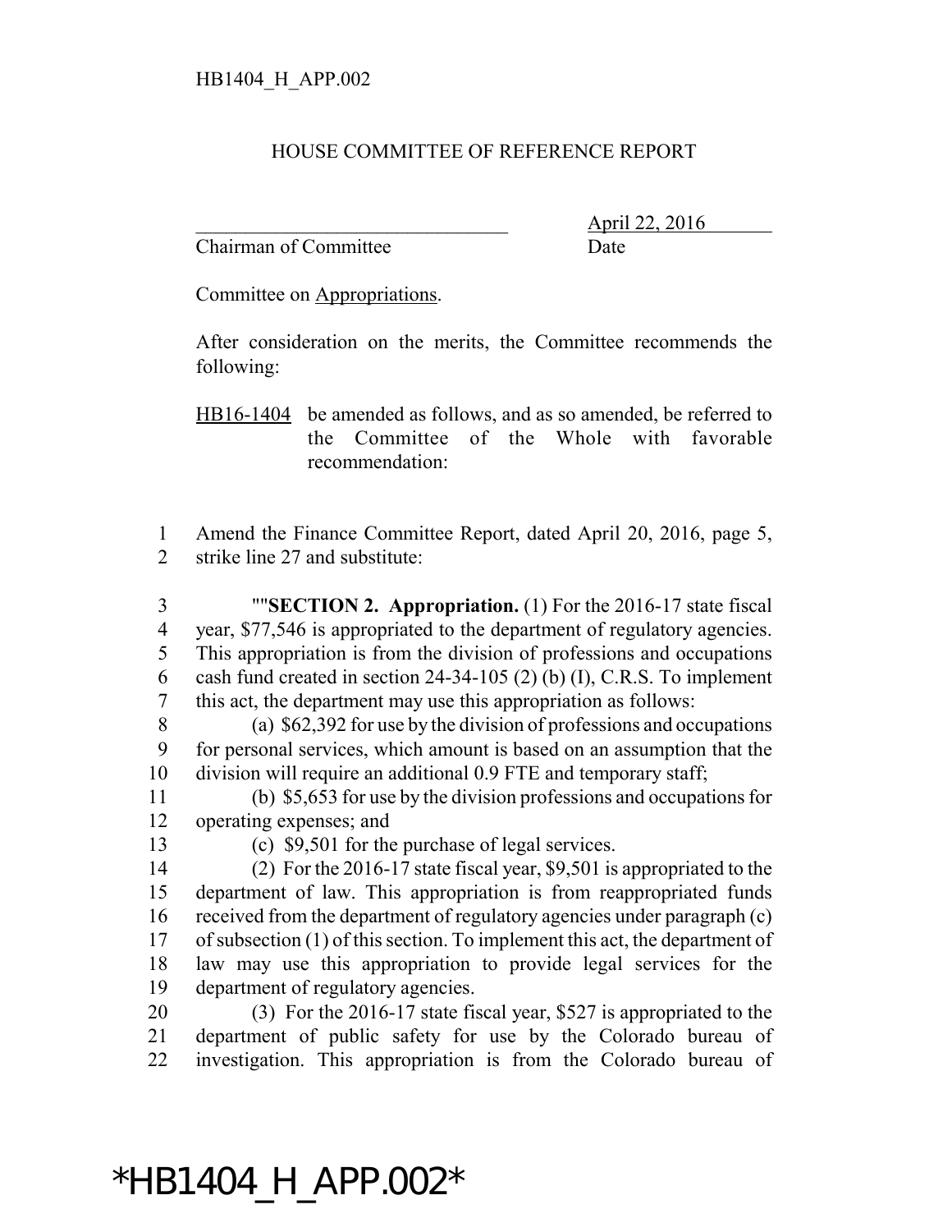HB1404_H_APP.002

HOUSE COMMITTEE OF REFERENCE REPORT

_______________________________ April 22, 2016
Chairman of Committee Date

Committee on Appropriations.

After consideration on the merits, the Committee recommends the following:

HB16-1404 be amended as follows, and as so amended, be referred to the Committee of the Whole with favorable recommendation:

1 Amend the Finance Committee Report, dated April 20, 2016, page 5,
2 strike line 27 and substitute:

3 ""**SECTION 2. Appropriation.** (1) For the 2016-17 state fiscal
4 year, $77,546 is appropriated to the department of regulatory agencies.
5 This appropriation is from the division of professions and occupations
6 cash fund created in section 24-34-105 (2) (b) (I), C.R.S. To implement
7 this act, the department may use this appropriation as follows:
8 (a) $62,392 for use by the division of professions and occupations
9 for personal services, which amount is based on an assumption that the
10 division will require an additional 0.9 FTE and temporary staff;
11 (b) $5,653 for use by the division professions and occupations for
12 operating expenses; and
13 (c) $9,501 for the purchase of legal services.
14 (2) For the 2016-17 state fiscal year, $9,501 is appropriated to the
15 department of law. This appropriation is from reappropriated funds
16 received from the department of regulatory agencies under paragraph (c)
17 of subsection (1) of this section. To implement this act, the department of
18 law may use this appropriation to provide legal services for the
19 department of regulatory agencies.
20 (3) For the 2016-17 state fiscal year, $527 is appropriated to the
21 department of public safety for use by the Colorado bureau of
22 investigation. This appropriation is from the Colorado bureau of

*HB1404_H_APP.002*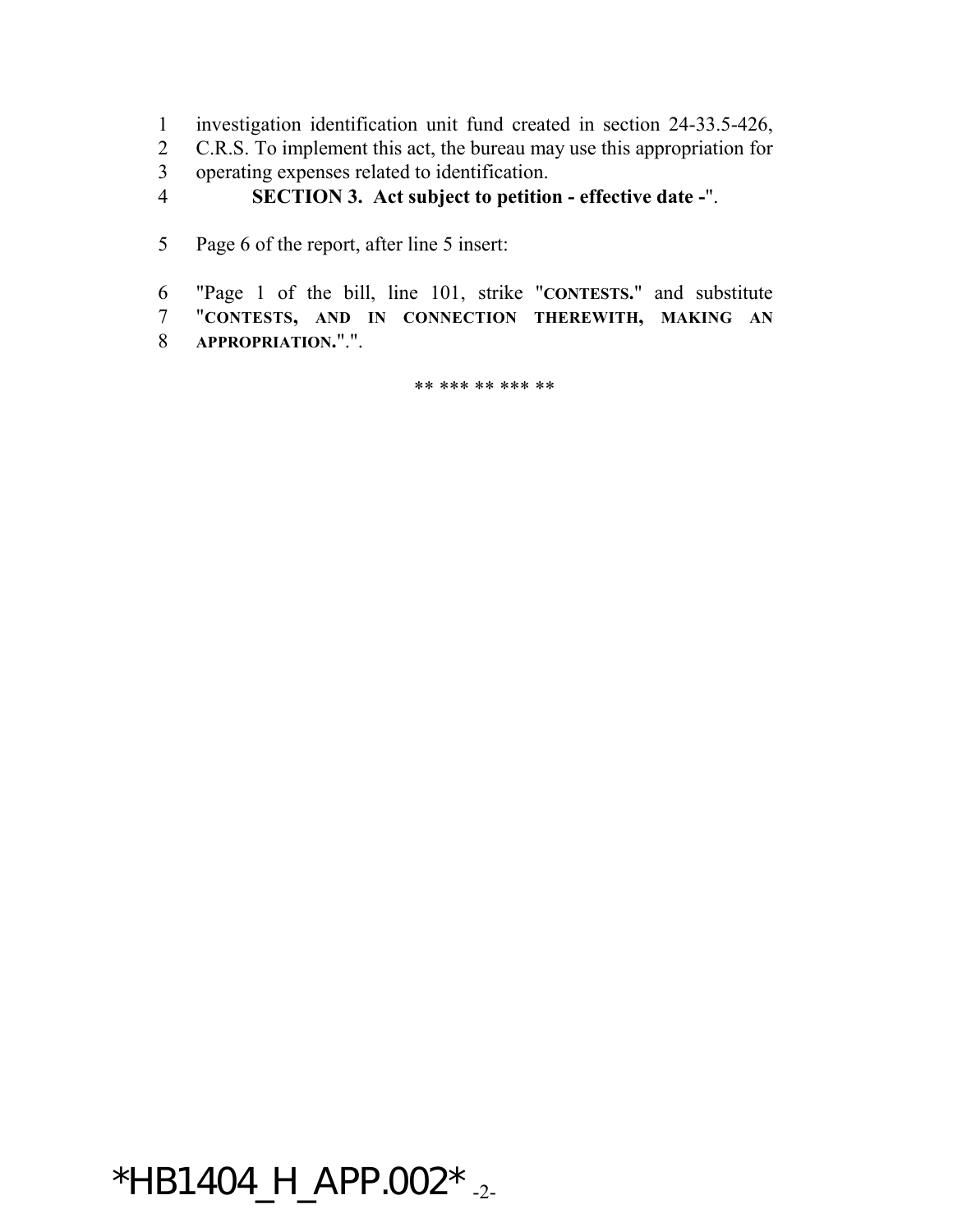1 investigation identification unit fund created in section 24-33.5-426,
2 C.R.S. To implement this act, the bureau may use this appropriation for
3 operating expenses related to identification.

4 **SECTION 3. Act subject to petition - effective date -**".

5 Page 6 of the report, after line 5 insert:

6 "Page 1 of the bill, line 101, strike "**CONTESTS.**" and substitute
7 "**CONTESTS, AND IN CONNECTION THEREWITH, MAKING AN**
8 **APPROPRIATION.**".".

** *** ** *** **